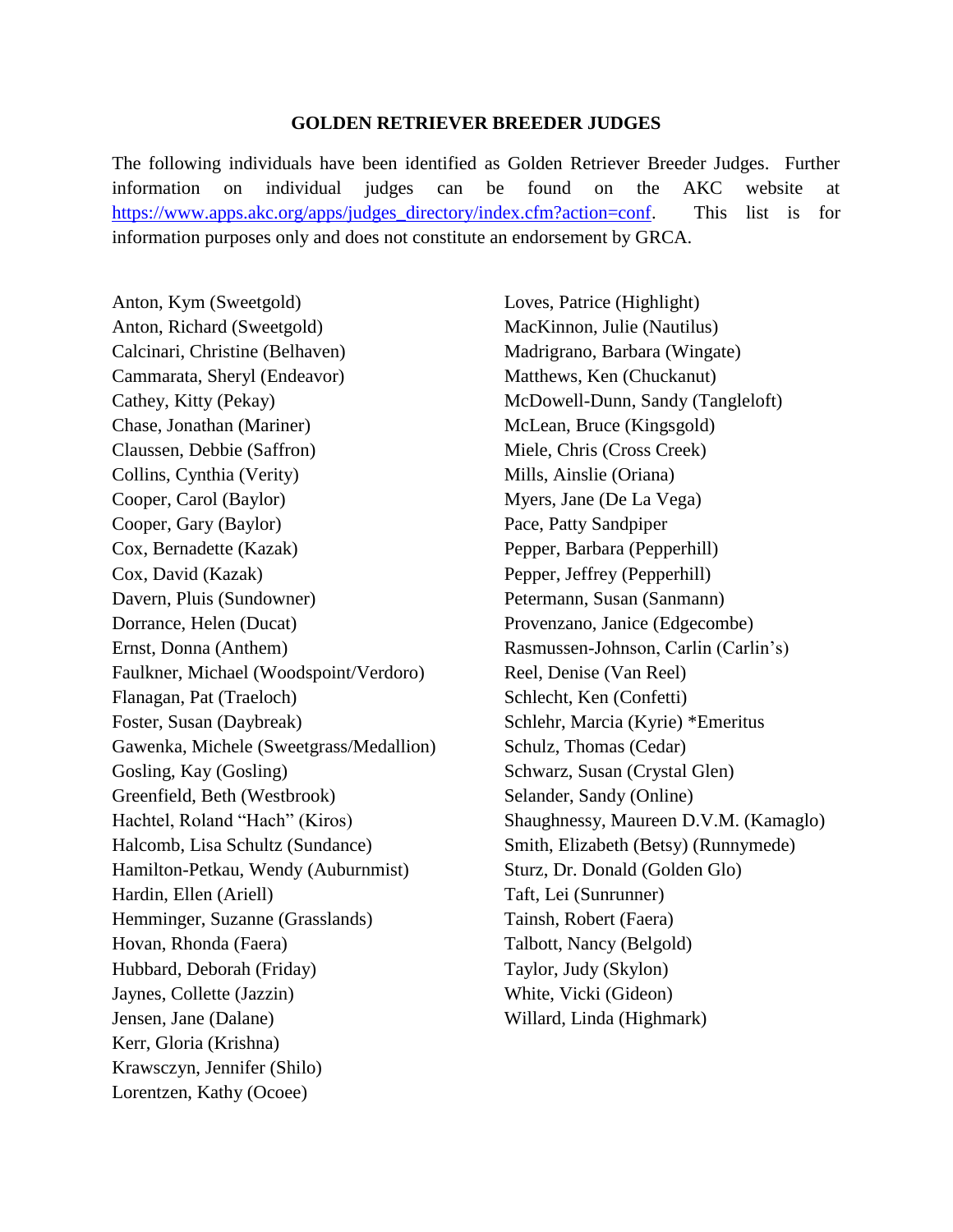# GOLDEN RETRIEVER BREEDER JUDGES

The following individuals have been identified as Golden Retriever Breeder Judges. Further information on individual judges can be found on the AKC website at https://www.apps.akc.org/apps/judges_directory/index.cfm?action=conf. This list is for information purposes only and does not constitute an endorsement by GRCA.

Anton, Kym (Sweetgold)
Anton, Richard (Sweetgold)
Calcinari, Christine (Belhaven)
Cammarata, Sheryl (Endeavor)
Cathey, Kitty (Pekay)
Chase, Jonathan (Mariner)
Claussen, Debbie (Saffron)
Collins, Cynthia (Verity)
Cooper, Carol (Baylor)
Cooper, Gary (Baylor)
Cox, Bernadette (Kazak)
Cox, David (Kazak)
Davern, Pluis (Sundowner)
Dorrance, Helen (Ducat)
Ernst, Donna (Anthem)
Faulkner, Michael (Woodspoint/Verdoro)
Flanagan, Pat (Traeloch)
Foster, Susan (Daybreak)
Gawenka, Michele (Sweetgrass/Medallion)
Gosling, Kay (Gosling)
Greenfield, Beth (Westbrook)
Hachtel, Roland "Hach" (Kiros)
Halcomb, Lisa Schultz (Sundance)
Hamilton-Petkau, Wendy (Auburnmist)
Hardin, Ellen (Ariell)
Hemminger, Suzanne (Grasslands)
Hovan, Rhonda (Faera)
Hubbard, Deborah (Friday)
Jaynes, Collette (Jazzin)
Jensen, Jane (Dalane)
Kerr, Gloria (Krishna)
Krawsczyn, Jennifer (Shilo)
Lorentzen, Kathy (Ocoee)
Loves, Patrice (Highlight)
MacKinnon, Julie (Nautilus)
Madrigrano, Barbara (Wingate)
Matthews, Ken (Chuckanut)
McDowell-Dunn, Sandy (Tangleloft)
McLean, Bruce (Kingsgold)
Miele, Chris (Cross Creek)
Mills, Ainslie (Oriana)
Myers, Jane (De La Vega)
Pace, Patty Sandpiper
Pepper, Barbara (Pepperhill)
Pepper, Jeffrey (Pepperhill)
Petermann, Susan (Sanmann)
Provenzano, Janice (Edgecombe)
Rasmussen-Johnson, Carlin (Carlin's)
Reel, Denise (Van Reel)
Schlecht, Ken (Confetti)
Schlehr, Marcia (Kyrie) *Emeritus
Schulz, Thomas (Cedar)
Schwarz, Susan (Crystal Glen)
Selander, Sandy (Online)
Shaughnessy, Maureen D.V.M. (Kamaglo)
Smith, Elizabeth (Betsy) (Runnymede)
Sturz, Dr. Donald (Golden Glo)
Taft, Lei (Sunrunner)
Tainsh, Robert (Faera)
Talbott, Nancy (Belgold)
Taylor, Judy (Skylon)
White, Vicki (Gideon)
Willard, Linda (Highmark)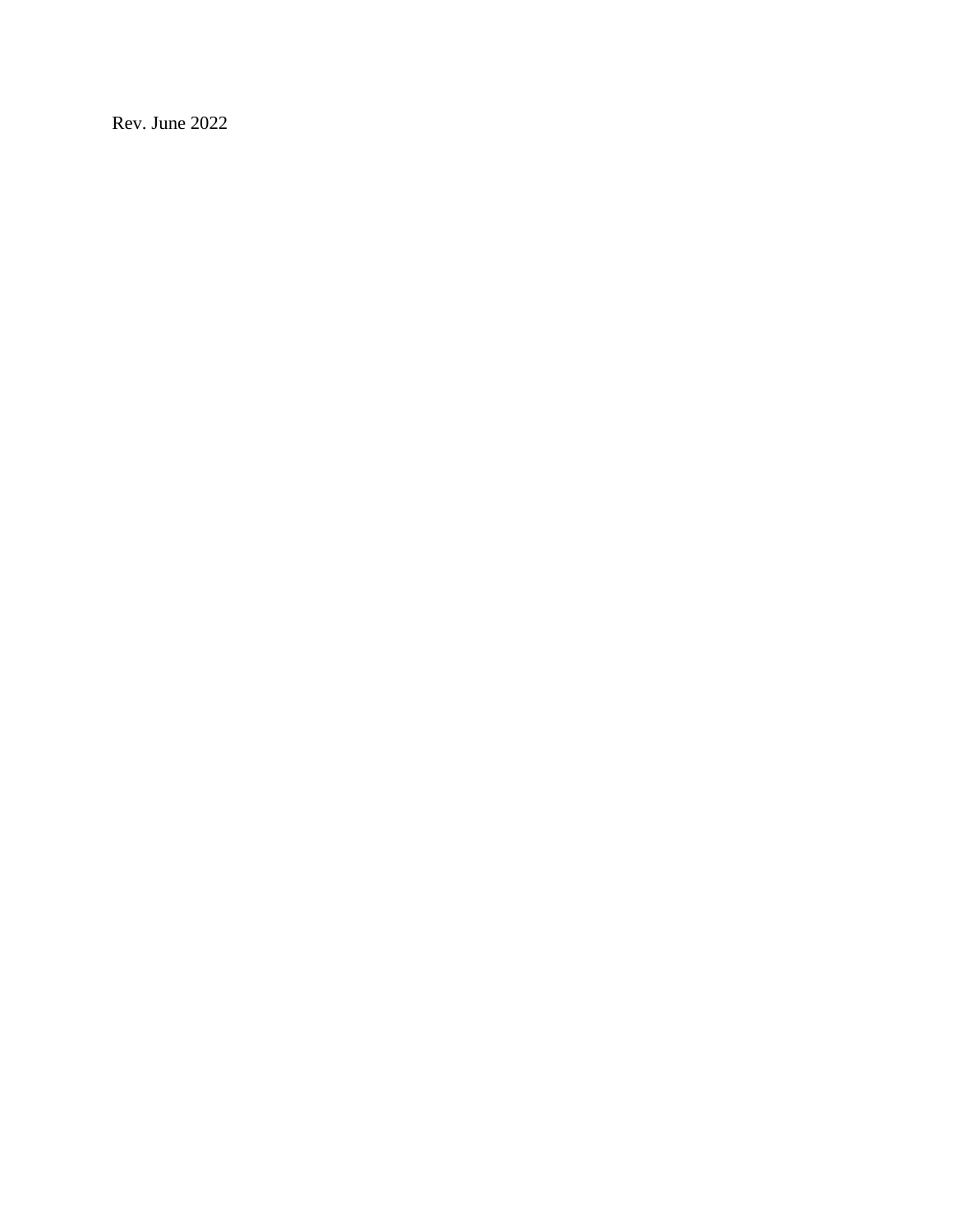Rev. June 2022